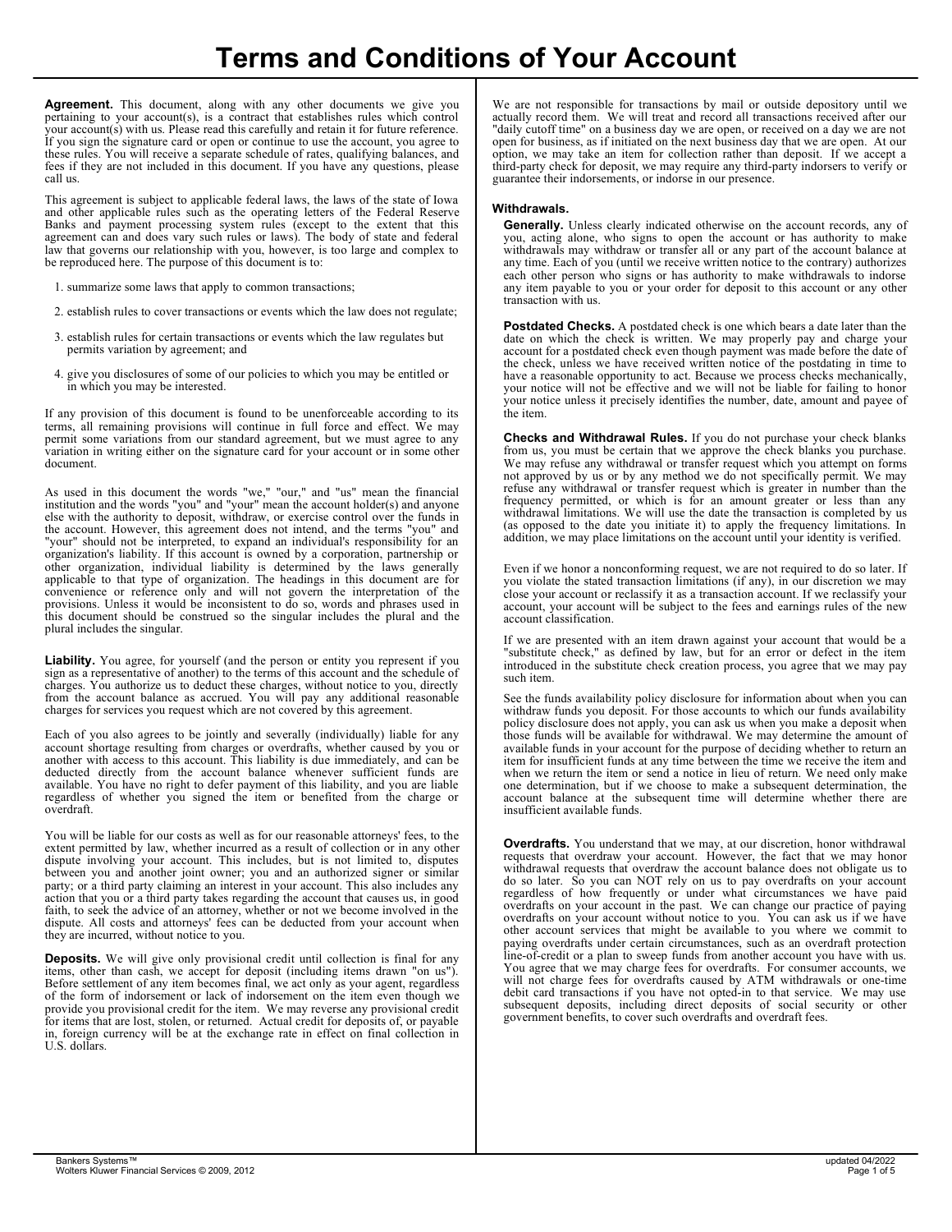# Terms and Conditions of Your Account

**Agreement.** This document, along with any other documents we give you pertaining to your account(s), is a contract that establishes rules which control your account(s) with us. Please read this carefully and retain it for future reference. If you sign the signature card or open or continue to use the account, you agree to these rules. You will receive a separate schedule of rates, qualifying balances, and fees if they are not included in this document. If you have any questions, please call us.

This agreement is subject to applicable federal laws, the laws of the state of Iowa and other applicable rules such as the operating letters of the Federal Reserve Banks and payment processing system rules (except to the extent that this agreement can and does vary such rules or laws). The body of state and federal law that governs our relationship with you, however, is too large and complex to be reproduced here. The purpose of this document is to:

1. summarize some laws that apply to common transactions;
2. establish rules to cover transactions or events which the law does not regulate;
3. establish rules for certain transactions or events which the law regulates but permits variation by agreement; and
4. give you disclosures of some of our policies to which you may be entitled or in which you may be interested.

If any provision of this document is found to be unenforceable according to its terms, all remaining provisions will continue in full force and effect. We may permit some variations from our standard agreement, but we must agree to any variation in writing either on the signature card for your account or in some other document.

As used in this document the words "we," "our," and "us" mean the financial institution and the words "you" and "your" mean the account holder(s) and anyone else with the authority to deposit, withdraw, or exercise control over the funds in the account. However, this agreement does not intend, and the terms "you" and "your" should not be interpreted, to expand an individual's responsibility for an organization's liability. If this account is owned by a corporation, partnership or other organization, individual liability is determined by the laws generally applicable to that type of organization. The headings in this document are for convenience or reference only and will not govern the interpretation of the provisions. Unless it would be inconsistent to do so, words and phrases used in this document should be construed so the singular includes the plural and the plural includes the singular.

**Liability.** You agree, for yourself (and the person or entity you represent if you sign as a representative of another) to the terms of this account and the schedule of charges. You authorize us to deduct these charges, without notice to you, directly from the account balance as accrued. You will pay any additional reasonable charges for services you request which are not covered by this agreement.

Each of you also agrees to be jointly and severally (individually) liable for any account shortage resulting from charges or overdrafts, whether caused by you or another with access to this account. This liability is due immediately, and can be deducted directly from the account balance whenever sufficient funds are available. You have no right to defer payment of this liability, and you are liable regardless of whether you signed the item or benefited from the charge or overdraft.

You will be liable for our costs as well as for our reasonable attorneys' fees, to the extent permitted by law, whether incurred as a result of collection or in any other dispute involving your account. This includes, but is not limited to, disputes between you and another joint owner; you and an authorized signer or similar party; or a third party claiming an interest in your account. This also includes any action that you or a third party takes regarding the account that causes us, in good faith, to seek the advice of an attorney, whether or not we become involved in the dispute. All costs and attorneys' fees can be deducted from your account when they are incurred, without notice to you.

**Deposits.** We will give only provisional credit until collection is final for any items, other than cash, we accept for deposit (including items drawn "on us"). Before settlement of any item becomes final, we act only as your agent, regardless of the form of indorsement or lack of indorsement on the item even though we provide you provisional credit for the item. We may reverse any provisional credit for items that are lost, stolen, or returned. Actual credit for deposits of, or payable in, foreign currency will be at the exchange rate in effect on final collection in U.S. dollars.

We are not responsible for transactions by mail or outside depository until we actually record them. We will treat and record all transactions received after our "daily cutoff time" on a business day we are open, or received on a day we are not open for business, as if initiated on the next business day that we are open. At our option, we may take an item for collection rather than deposit. If we accept a third-party check for deposit, we may require any third-party indorsers to verify or guarantee their indorsements, or indorse in our presence.

### Withdrawals.

**Generally.** Unless clearly indicated otherwise on the account records, any of you, acting alone, who signs to open the account or has authority to make withdrawals may withdraw or transfer all or any part of the account balance at any time. Each of you (until we receive written notice to the contrary) authorizes each other person who signs or has authority to make withdrawals to indorse any item payable to you or your order for deposit to this account or any other transaction with us.

**Postdated Checks.** A postdated check is one which bears a date later than the date on which the check is written. We may properly pay and charge your account for a postdated check even though payment was made before the date of the check, unless we have received written notice of the postdating in time to have a reasonable opportunity to act. Because we process checks mechanically, your notice will not be effective and we will not be liable for failing to honor your notice unless it precisely identifies the number, date, amount and payee of the item.

**Checks and Withdrawal Rules.** If you do not purchase your check blanks from us, you must be certain that we approve the check blanks you purchase. We may refuse any withdrawal or transfer request which you attempt on forms not approved by us or by any method we do not specifically permit. We may refuse any withdrawal or transfer request which is greater in number than the frequency permitted, or which is for an amount greater or less than any withdrawal limitations. We will use the date the transaction is completed by us (as opposed to the date you initiate it) to apply the frequency limitations. In addition, we may place limitations on the account until your identity is verified.

Even if we honor a nonconforming request, we are not required to do so later. If you violate the stated transaction limitations (if any), in our discretion we may close your account or reclassify it as a transaction account. If we reclassify your account, your account will be subject to the fees and earnings rules of the new account classification.

If we are presented with an item drawn against your account that would be a "substitute check," as defined by law, but for an error or defect in the item introduced in the substitute check creation process, you agree that we may pay such item.

See the funds availability policy disclosure for information about when you can withdraw funds you deposit. For those accounts to which our funds availability policy disclosure does not apply, you can ask us when you make a deposit when those funds will be available for withdrawal. We may determine the amount of available funds in your account for the purpose of deciding whether to return an item for insufficient funds at any time between the time we receive the item and when we return the item or send a notice in lieu of return. We need only make one determination, but if we choose to make a subsequent determination, the account balance at the subsequent time will determine whether there are insufficient available funds.

**Overdrafts.** You understand that we may, at our discretion, honor withdrawal requests that overdraw your account. However, the fact that we may honor withdrawal requests that overdraw the account balance does not obligate us to do so later. So you can NOT rely on us to pay overdrafts on your account regardless of how frequently or under what circumstances we have paid overdrafts on your account in the past. We can change our practice of paying overdrafts on your account without notice to you. You can ask us if we have other account services that might be available to you where we commit to paying overdrafts under certain circumstances, such as an overdraft protection line-of-credit or a plan to sweep funds from another account you have with us. You agree that we may charge fees for overdrafts. For consumer accounts, we will not charge fees for overdrafts caused by ATM withdrawals or one-time debit card transactions if you have not opted-in to that service. We may use subsequent deposits, including direct deposits of social security or other government benefits, to cover such overdrafts and overdraft fees.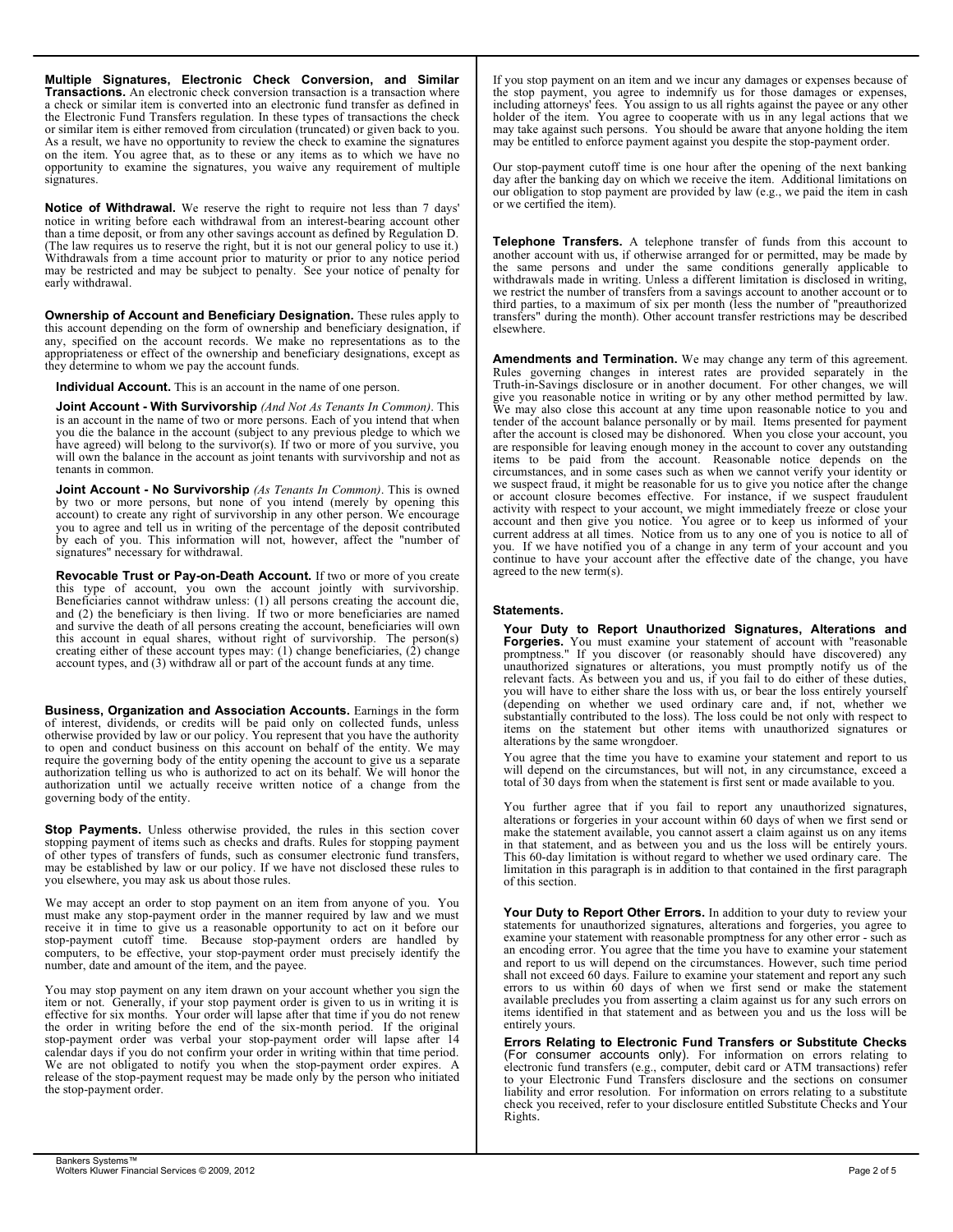**Multiple Signatures, Electronic Check Conversion, and Similar Transactions.** An electronic check conversion transaction is a transaction where a check or similar item is converted into an electronic fund transfer as defined in the Electronic Fund Transfers regulation. In these types of transactions the check or similar item is either removed from circulation (truncated) or given back to you. As a result, we have no opportunity to review the check to examine the signatures on the item. You agree that, as to these or any items as to which we have no opportunity to examine the signatures, you waive any requirement of multiple signatures.

**Notice of Withdrawal.** We reserve the right to require not less than 7 days' notice in writing before each withdrawal from an interest-bearing account other than a time deposit, or from any other savings account as defined by Regulation D. (The law requires us to reserve the right, but it is not our general policy to use it.) Withdrawals from a time account prior to maturity or prior to any notice period may be restricted and may be subject to penalty. See your notice of penalty for early withdrawal.

**Ownership of Account and Beneficiary Designation.** These rules apply to this account depending on the form of ownership and beneficiary designation, if any, specified on the account records. We make no representations as to the appropriateness or effect of the ownership and beneficiary designations, except as they determine to whom we pay the account funds.

**Individual Account.** This is an account in the name of one person.

**Joint Account - With Survivorship** *(And Not As Tenants In Common)*. This is an account in the name of two or more persons. Each of you intend that when you die the balance in the account (subject to any previous pledge to which we have agreed) will belong to the survivor(s). If two or more of you survive, you will own the balance in the account as joint tenants with survivorship and not as tenants in common.

**Joint Account - No Survivorship** *(As Tenants In Common)*. This is owned by two or more persons, but none of you intend (merely by opening this account) to create any right of survivorship in any other person. We encourage you to agree and tell us in writing of the percentage of the deposit contributed by each of you. This information will not, however, affect the "number of signatures" necessary for withdrawal.

**Revocable Trust or Pay-on-Death Account.** If two or more of you create this type of account, you own the account jointly with survivorship. Beneficiaries cannot withdraw unless: (1) all persons creating the account die, and (2) the beneficiary is then living. If two or more beneficiaries are named and survive the death of all persons creating the account, beneficiaries will own this account in equal shares, without right of survivorship. The person(s) creating either of these account types may: (1) change beneficiaries, (2) change account types, and (3) withdraw all or part of the account funds at any time.

**Business, Organization and Association Accounts.** Earnings in the form of interest, dividends, or credits will be paid only on collected funds, unless otherwise provided by law or our policy. You represent that you have the authority to open and conduct business on this account on behalf of the entity. We may require the governing body of the entity opening the account to give us a separate authorization telling us who is authorized to act on its behalf. We will honor the authorization until we actually receive written notice of a change from the governing body of the entity.

**Stop Payments.** Unless otherwise provided, the rules in this section cover stopping payment of items such as checks and drafts. Rules for stopping payment of other types of transfers of funds, such as consumer electronic fund transfers, may be established by law or our policy. If we have not disclosed these rules to you elsewhere, you may ask us about those rules.

We may accept an order to stop payment on an item from anyone of you. You must make any stop-payment order in the manner required by law and we must receive it in time to give us a reasonable opportunity to act on it before our stop-payment cutoff time. Because stop-payment orders are handled by computers, to be effective, your stop-payment order must precisely identify the number, date and amount of the item, and the payee.

You may stop payment on any item drawn on your account whether you sign the item or not. Generally, if your stop payment order is given to us in writing it is effective for six months. Your order will lapse after that time if you do not renew the order in writing before the end of the six-month period. If the original stop-payment order was verbal your stop-payment order will lapse after 14 calendar days if you do not confirm your order in writing within that time period. We are not obligated to notify you when the stop-payment order expires. A release of the stop-payment request may be made only by the person who initiated the stop-payment order.

If you stop payment on an item and we incur any damages or expenses because of the stop payment, you agree to indemnify us for those damages or expenses, including attorneys' fees. You assign to us all rights against the payee or any other holder of the item. You agree to cooperate with us in any legal actions that we may take against such persons. You should be aware that anyone holding the item may be entitled to enforce payment against you despite the stop-payment order.

Our stop-payment cutoff time is one hour after the opening of the next banking day after the banking day on which we receive the item. Additional limitations on our obligation to stop payment are provided by law (e.g., we paid the item in cash or we certified the item).

**Telephone Transfers.** A telephone transfer of funds from this account to another account with us, if otherwise arranged for or permitted, may be made by the same persons and under the same conditions generally applicable to withdrawals made in writing. Unless a different limitation is disclosed in writing, we restrict the number of transfers from a savings account to another account or to third parties, to a maximum of six per month (less the number of "preauthorized transfers" during the month). Other account transfer restrictions may be described elsewhere.

**Amendments and Termination.** We may change any term of this agreement. Rules governing changes in interest rates are provided separately in the Truth-in-Savings disclosure or in another document. For other changes, we will give you reasonable notice in writing or by any other method permitted by law. We may also close this account at any time upon reasonable notice to you and tender of the account balance personally or by mail. Items presented for payment after the account is closed may be dishonored. When you close your account, you are responsible for leaving enough money in the account to cover any outstanding items to be paid from the account. Reasonable notice depends on the circumstances, and in some cases such as when we cannot verify your identity or we suspect fraud, it might be reasonable for us to give you notice after the change or account closure becomes effective. For instance, if we suspect fraudulent activity with respect to your account, we might immediately freeze or close your account and then give you notice. You agree to keep us informed of your current address at all times. Notice from us to any one of you is notice to all of you. If we have notified you of a change in any term of your account and you continue to have your account after the effective date of the change, you have agreed to the new term(s).

**Statements.**

**Your Duty to Report Unauthorized Signatures, Alterations and Forgeries.** You must examine your statement of account with "reasonable promptness." If you discover (or reasonably should have discovered) any unauthorized signatures or alterations, you must promptly notify us of the relevant facts. As between you and us, if you fail to do either of these duties, you will have to either share the loss with us, or bear the loss entirely yourself (depending on whether we used ordinary care and, if not, whether we substantially contributed to the loss). The loss could be not only with respect to items on the statement but other items with unauthorized signatures or alterations by the same wrongdoer.

You agree that the time you have to examine your statement and report to us will depend on the circumstances, but will not, in any circumstance, exceed a total of 30 days from when the statement is first sent or made available to you.

You further agree that if you fail to report any unauthorized signatures, alterations or forgeries in your account within 60 days of when we first send or make the statement available, you cannot assert a claim against us on any items in that statement, and as between you and us the loss will be entirely yours. This 60-day limitation is without regard to whether we used ordinary care. The limitation in this paragraph is in addition to that contained in the first paragraph of this section.

**Your Duty to Report Other Errors.** In addition to your duty to review your statements for unauthorized signatures, alterations and forgeries, you agree to examine your statement with reasonable promptness for any other error - such as an encoding error. You agree that the time you have to examine your statement and report to us will depend on the circumstances. However, such time period shall not exceed 60 days. Failure to examine your statement and report any such errors to us within 60 days of when we first send or make the statement available precludes you from asserting a claim against us for any such errors on items identified in that statement and as between you and us the loss will be entirely yours.

**Errors Relating to Electronic Fund Transfers or Substitute Checks** (For consumer accounts only). For information on errors relating to electronic fund transfers (e.g., computer, debit card or ATM transactions) refer to your Electronic Fund Transfers disclosure and the sections on consumer liability and error resolution. For information on errors relating to a substitute check you received, refer to your disclosure entitled Substitute Checks and Your Rights.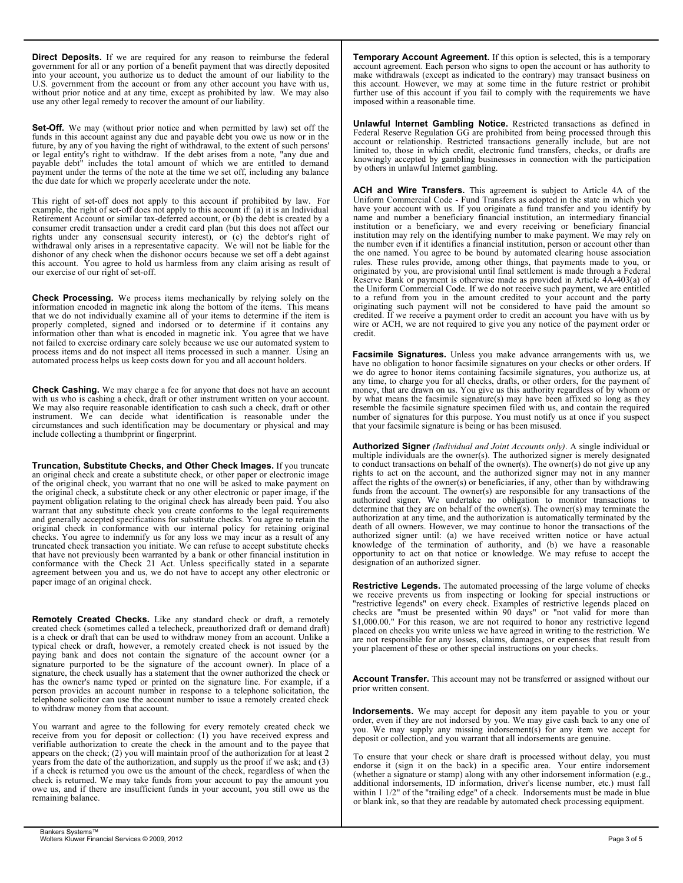**Direct Deposits.** If we are required for any reason to reimburse the federal government for all or any portion of a benefit payment that was directly deposited into your account, you authorize us to deduct the amount of our liability to the U.S. government from the account or from any other account you have with us, without prior notice and at any time, except as prohibited by law. We may also use any other legal remedy to recover the amount of our liability.

**Set-Off.** We may (without prior notice and when permitted by law) set off the funds in this account against any due and payable debt you owe us now or in the future, by any of you having the right of withdrawal, to the extent of such persons' or legal entity's right to withdraw. If the debt arises from a note, "any due and payable debt" includes the total amount of which we are entitled to demand payment under the terms of the note at the time we set off, including any balance the due date for which we properly accelerate under the note.

This right of set-off does not apply to this account if prohibited by law. For example, the right of set-off does not apply to this account if: (a) it is an Individual Retirement Account or similar tax-deferred account, or (b) the debt is created by a consumer credit transaction under a credit card plan (but this does not affect our rights under any consensual security interest), or (c) the debtor's right of withdrawal only arises in a representative capacity. We will not be liable for the dishonor of any check when the dishonor occurs because we set off a debt against this account. You agree to hold us harmless from any claim arising as result of our exercise of our right of set-off.

**Check Processing.** We process items mechanically by relying solely on the information encoded in magnetic ink along the bottom of the items. This means that we do not individually examine all of your items to determine if the item is properly completed, signed and indorsed or to determine if it contains any information other than what is encoded in magnetic ink. You agree that we have not failed to exercise ordinary care solely because we use our automated system to process items and do not inspect all items processed in such a manner. Using an automated process helps us keep costs down for you and all account holders.

**Check Cashing.** We may charge a fee for anyone that does not have an account with us who is cashing a check, draft or other instrument written on your account. We may also require reasonable identification to cash such a check, draft or other instrument. We can decide what identification is reasonable under the circumstances and such identification may be documentary or physical and may include collecting a thumbprint or fingerprint.

**Truncation, Substitute Checks, and Other Check Images.** If you truncate an original check and create a substitute check, or other paper or electronic image of the original check, you warrant that no one will be asked to make payment on the original check, a substitute check or any other electronic or paper image, if the payment obligation relating to the original check has already been paid. You also warrant that any substitute check you create conforms to the legal requirements and generally accepted specifications for substitute checks. You agree to retain the original check in conformance with our internal policy for retaining original checks. You agree to indemnify us for any loss we may incur as a result of any truncated check transaction you initiate. We can refuse to accept substitute checks that have not previously been warranted by a bank or other financial institution in conformance with the Check 21 Act. Unless specifically stated in a separate agreement between you and us, we do not have to accept any other electronic or paper image of an original check.

**Remotely Created Checks.** Like any standard check or draft, a remotely created check (sometimes called a telecheck, preauthorized draft or demand draft) is a check or draft that can be used to withdraw money from an account. Unlike a typical check or draft, however, a remotely created check is not issued by the paying bank and does not contain the signature of the account owner (or a signature purported to be the signature of the account owner). In place of a signature, the check usually has a statement that the owner authorized the check or has the owner's name typed or printed on the signature line. For example, if a person provides an account number in response to a telephone solicitation, the telephone solicitor can use the account number to issue a remotely created check to withdraw money from that account.

You warrant and agree to the following for every remotely created check we receive from you for deposit or collection: (1) you have received express and verifiable authorization to create the check in the amount and to the payee that appears on the check; (2) you will maintain proof of the authorization for at least 2 years from the date of the authorization, and supply us the proof if we ask; and (3) if a check is returned you owe us the amount of the check, regardless of when the check is returned. We may take funds from your account to pay the amount you owe us, and if there are insufficient funds in your account, you still owe us the remaining balance.

**Temporary Account Agreement.** If this option is selected, this is a temporary account agreement. Each person who signs to open the account or has authority to make withdrawals (except as indicated to the contrary) may transact business on this account. However, we may at some time in the future restrict or prohibit further use of this account if you fail to comply with the requirements we have imposed within a reasonable time.

**Unlawful Internet Gambling Notice.** Restricted transactions as defined in Federal Reserve Regulation GG are prohibited from being processed through this account or relationship. Restricted transactions generally include, but are not limited to, those in which credit, electronic fund transfers, checks, or drafts are knowingly accepted by gambling businesses in connection with the participation by others in unlawful Internet gambling.

**ACH and Wire Transfers.** This agreement is subject to Article 4A of the Uniform Commercial Code - Fund Transfers as adopted in the state in which you have your account with us. If you originate a fund transfer and you identify by name and number a beneficiary financial institution, an intermediary financial institution or a beneficiary, we and every receiving or beneficiary financial institution may rely on the identifying number to make payment. We may rely on the number even if it identifies a financial institution, person or account other than the one named. You agree to be bound by automated clearing house association rules. These rules provide, among other things, that payments made to you, or originated by you, are provisional until final settlement is made through a Federal Reserve Bank or payment is otherwise made as provided in Article 4A-403(a) of the Uniform Commercial Code. If we do not receive such payment, we are entitled to a refund from you in the amount credited to your account and the party originating such payment will not be considered to have paid the amount so credited. If we receive a payment order to credit an account you have with us by wire or ACH, we are not required to give you any notice of the payment order or credit.

**Facsimile Signatures.** Unless you make advance arrangements with us, we have no obligation to honor facsimile signatures on your checks or other orders. If we do agree to honor items containing facsimile signatures, you authorize us, at any time, to charge you for all checks, drafts, or other orders, for the payment of money, that are drawn on us. You give us this authority regardless of by whom or by what means the facsimile signature(s) may have been affixed so long as they resemble the facsimile signature specimen filed with us, and contain the required number of signatures for this purpose. You must notify us at once if you suspect that your facsimile signature is being or has been misused.

**Authorized Signer** *(Individual and Joint Accounts only)*. A single individual or multiple individuals are the owner(s). The authorized signer is merely designated to conduct transactions on behalf of the owner(s). The owner(s) do not give up any rights to act on the account, and the authorized signer may not in any manner affect the rights of the owner(s) or beneficiaries, if any, other than by withdrawing funds from the account. The owner(s) are responsible for any transactions of the authorized signer. We undertake no obligation to monitor transactions to determine that they are on behalf of the owner(s). The owner(s) may terminate the authorization at any time, and the authorization is automatically terminated by the death of all owners. However, we may continue to honor the transactions of the authorized signer until: (a) we have received written notice or have actual knowledge of the termination of authority, and (b) we have a reasonable opportunity to act on that notice or knowledge. We may refuse to accept the designation of an authorized signer.

**Restrictive Legends.** The automated processing of the large volume of checks we receive prevents us from inspecting or looking for special instructions or "restrictive legends" on every check. Examples of restrictive legends placed on checks are "must be presented within 90 days" or "not valid for more than $1,000.00." For this reason, we are not required to honor any restrictive legend placed on checks you write unless we have agreed in writing to the restriction. We are not responsible for any losses, claims, damages, or expenses that result from your placement of these or other special instructions on your checks.

**Account Transfer.** This account may not be transferred or assigned without our prior written consent.

**Indorsements.** We may accept for deposit any item payable to you or your order, even if they are not indorsed by you. We may give cash back to any one of you. We may supply any missing indorsement(s) for any item we accept for deposit or collection, and you warrant that all indorsements are genuine.

To ensure that your check or share draft is processed without delay, you must endorse it (sign it on the back) in a specific area. Your entire indorsement (whether a signature or stamp) along with any other indorsement information (e.g., additional indorsements, ID information, driver's license number, etc.) must fall within 1 1/2" of the "trailing edge" of a check. Indorsements must be made in blue or blank ink, so that they are readable by automated check processing equipment.

Bankers Systems™
Wolters Kluwer Financial Services © 2009, 2012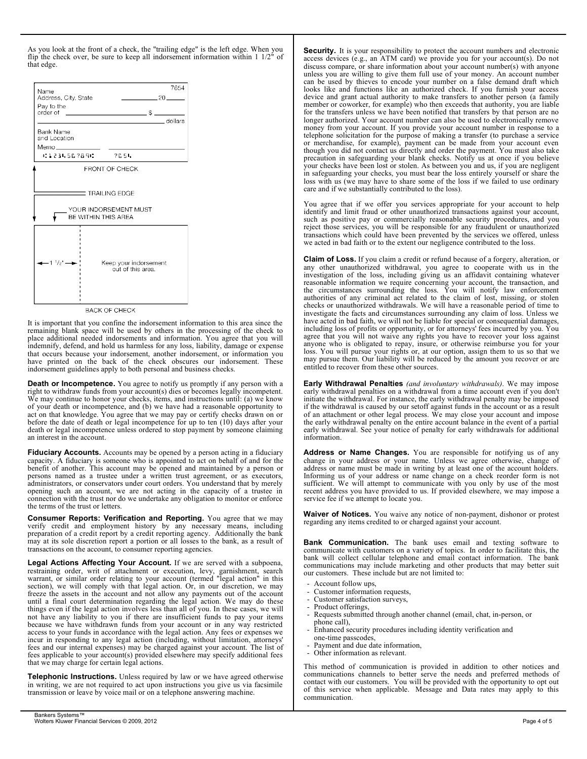As you look at the front of a check, the "trailing edge" is the left edge. When you flip the check over, be sure to keep all indorsement information within 1 1/2" of that edge.

Name
Address, City, State 7654
20
Pay to the order of $
dollars
Bank Name and Location
Memo
⑆123456789⑆ 7654

FRONT OF CHECK

TRAILING EDGE

YOUR INDORSEMENT MUST BE WITHIN THIS AREA

1 1/2"

Keep your indorsement out of this area.

BACK OF CHECK

It is important that you confine the indorsement information to this area since the remaining blank space will be used by others in the processing of the check to place additional needed indorsements and information. You agree that you will indemnify, defend, and hold us harmless for any loss, liability, damage or expense that occurs because your indorsement, another indorsement, or information you have printed on the back of the check obscures our indorsement. These indorsement guidelines apply to both personal and business checks.

**Death or Incompetence.** You agree to notify us promptly if any person with a right to withdraw funds from your account(s) dies or becomes legally incompetent. We may continue to honor your checks, items, and instructions until: (a) we know of your death or incompetence, and (b) we have had a reasonable opportunity to act on that knowledge. You agree that we may pay or certify checks drawn on or before the date of death or legal incompetence for up to ten (10) days after your death or legal incompetence unless ordered to stop payment by someone claiming an interest in the account.

**Fiduciary Accounts.** Accounts may be opened by a person acting in a fiduciary capacity. A fiduciary is someone who is appointed to act on behalf of and for the benefit of another. This account may be opened and maintained by a person or persons named as a trustee under a written trust agreement, or as executors, administrators, or conservators under court orders. You understand that by merely opening such an account, we are not acting in the capacity of a trustee in connection with the trust nor do we undertake any obligation to monitor or enforce the terms of the trust or letters.

**Consumer Reports: Verification and Reporting.** You agree that we may verify credit and employment history by any necessary means, including preparation of a credit report by a credit reporting agency. Additionally the bank may at its sole discretion report a portion or all losses to the bank, as a result of transactions on the account, to consumer reporting agencies.

**Legal Actions Affecting Your Account.** If we are served with a subpoena, restraining order, writ of attachment or execution, levy, garnishment, search warrant, or similar order relating to your account (termed "legal action" in this section), we will comply with that legal action. Or, in our discretion, we may freeze the assets in the account and not allow any payments out of the account until a final court determination regarding the legal action. We may do these things even if the legal action involves less than all of you. In these cases, we will not have any liability to you if there are insufficient funds to pay your items because we have withdrawn funds from your account or in any way restricted access to your funds in accordance with the legal action. Any fees or expenses we incur in responding to any legal action (including, without limitation, attorneys' fees and our internal expenses) may be charged against your account. The list of fees applicable to your account(s) provided elsewhere may specify additional fees that we may charge for certain legal actions.

**Telephonic Instructions.** Unless required by law or we have agreed otherwise in writing, we are not required to act upon instructions you give us via facsimile transmission or leave by voice mail or on a telephone answering machine.

**Security.** It is your responsibility to protect the account numbers and electronic access devices (e.g., an ATM card) we provide you for your account(s). Do not discuss compare, or share information about your account number(s) with anyone unless you are willing to give them full use of your money. An account number can be used by thieves to encode your number on a false demand draft which looks like and functions like an authorized check. If you furnish your access device and grant actual authority to make transfers to another person (a family member or coworker, for example) who then exceeds that authority, you are liable for the transfers unless we have been notified that transfers by that person are no longer authorized. Your account number can also be used to electronically remove money from your account. If you provide your account number in response to a telephone solicitation for the purpose of making a transfer (to purchase a service or merchandise, for example), payment can be made from your account even though you did not contact us directly and order the payment. You must also take precaution in safeguarding your blank checks. Notify us at once if you believe your checks have been lost or stolen. As between you and us, if you are negligent in safeguarding your checks, you must bear the loss entirely yourself or share the loss with us (we may have to share some of the loss if we failed to use ordinary care and if we substantially contributed to the loss).

You agree that if we offer you services appropriate for your account to help identify and limit fraud or other unauthorized transactions against your account, such as positive pay or commercially reasonable security procedures, and you reject those services, you will be responsible for any fraudulent or unauthorized transactions which could have been prevented by the services we offered, unless we acted in bad faith or to the extent our negligence contributed to the loss.

**Claim of Loss.** If you claim a credit or refund because of a forgery, alteration, or any other unauthorized withdrawal, you agree to cooperate with us in the investigation of the loss, including giving us an affidavit containing whatever reasonable information we require concerning your account, the transaction, and the circumstances surrounding the loss. You will notify law enforcement authorities of any criminal act related to the claim of lost, missing, or stolen checks or unauthorized withdrawals. We will have a reasonable period of time to investigate the facts and circumstances surrounding any claim of loss. Unless we have acted in bad faith, we will not be liable for special or consequential damages, including loss of profits or opportunity, or for attorneys' fees incurred by you. You agree that you will not waive any rights you have to recover your loss against anyone who is obligated to repay, insure, or otherwise reimburse you for your loss. You will pursue your rights or, at our option, assign them to us so that we may pursue them. Our liability will be reduced by the amount you recover or are entitled to recover from these other sources.

**Early Withdrawal Penalties** *(and involuntary withdrawals)*. We may impose early withdrawal penalties on a withdrawal from a time account even if you don't initiate the withdrawal. For instance, the early withdrawal penalty may be imposed if the withdrawal is caused by our setoff against funds in the account or as a result of an attachment or other legal process. We may close your account and impose the early withdrawal penalty on the entire account balance in the event of a partial early withdrawal. See your notice of penalty for early withdrawals for additional information.

**Address or Name Changes.** You are responsible for notifying us of any change in your address or your name. Unless we agree otherwise, change of address or name must be made in writing by at least one of the account holders. Informing us of your address or name change on a check reorder form is not sufficient. We will attempt to communicate with you only by use of the most recent address you have provided to us. If provided elsewhere, we may impose a service fee if we attempt to locate you.

**Waiver of Notices.** You waive any notice of non-payment, dishonor or protest regarding any items credited to or charged against your account.

**Bank Communication.** The bank uses email and texting software to communicate with customers on a variety of topics. In order to facilitate this, the bank will collect cellular telephone and email contact information. The bank communications may include marketing and other products that may better suit our customers. These include but are not limited to:

- Account follow ups,
- Customer information requests,
- Customer satisfaction surveys,
- Product offerings,
- Requests submitted through another channel (email, chat, in-person, or phone call),
- Enhanced security procedures including identity verification and one-time passcodes,
- Payment and due date information,
- Other information as relevant.

This method of communication is provided in addition to other notices and communications channels to better serve the needs and preferred methods of contact with our customers. You will be provided with the opportunity to opt out of this service when applicable. Message and Data rates may apply to this communication.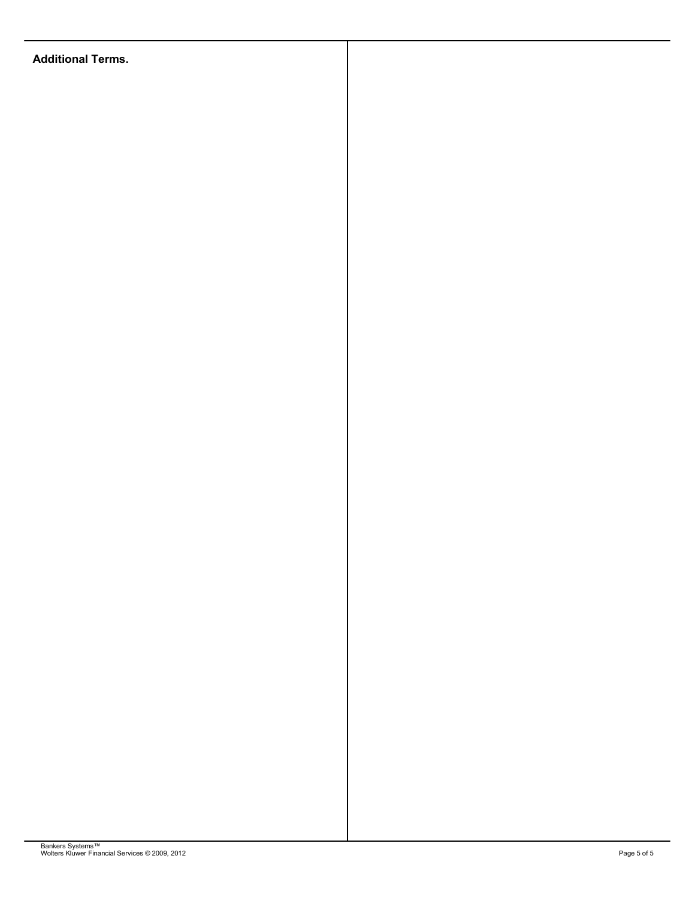**Additional Terms.**